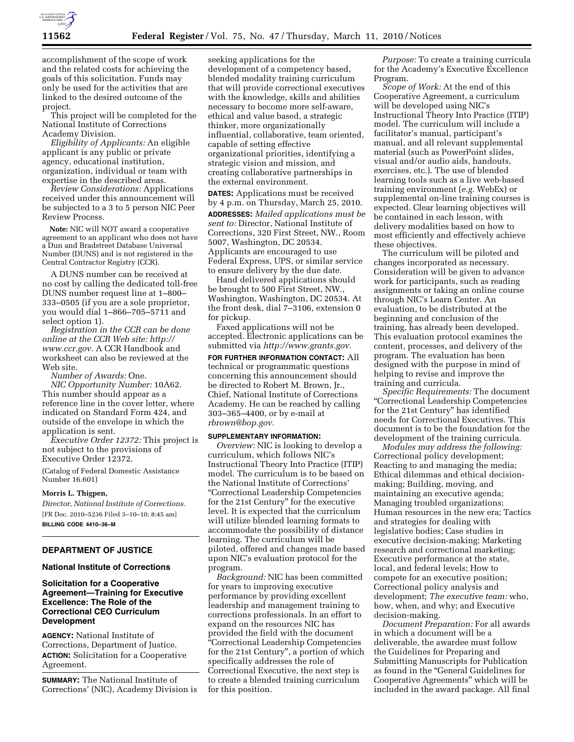accomplishment of the scope of work and the related costs for achieving the goals of this solicitation. Funds may only be used for the activities that are linked to the desired outcome of the project.

This project will be completed for the National Institute of Corrections Academy Division.

*Eligibility of Applicants:* An eligible applicant is any public or private agency, educational institution, organization, individual or team with expertise in the described areas.

*Review Considerations:* Applications received under this announcement will be subjected to a 3 to 5 person NIC Peer Review Process.

**Note:** NIC will NOT award a cooperative agreement to an applicant who does not have a Dun and Bradstreet Database Universal Number (DUNS) and is not registered in the Central Contractor Registry (CCR).

A DUNS number can be received at no cost by calling the dedicated toll-free DUNS number request line at 1–800–333–0505 (if you are a sole proprietor, you would dial 1–866–705–5711 and select option 1).

*Registration in the CCR can be done online at the CCR Web site: http://www.ccr.gov.* A CCR Handbook and worksheet can also be reviewed at the Web site.

*Number of Awards:* One.

*NIC Opportunity Number:* 10A62. This number should appear as a reference line in the cover letter, where indicated on Standard Form 424, and outside of the envelope in which the application is sent.

*Executive Order 12372:* This project is not subject to the provisions of Executive Order 12372.

(Catalog of Federal Domestic Assistance Number 16.601)

**Morris L. Thigpen,**

*Director, National Institute of Corrections.*

[FR Doc. 2010–5236 Filed 3–10–10; 8:45 am]

**BILLING CODE 4410–36–M**

## DEPARTMENT OF JUSTICE

### National Institute of Corrections

### Solicitation for a Cooperative Agreement—Training for Executive Excellence: The Role of the Correctional CEO Curriculum Development

**AGENCY:** National Institute of Corrections, Department of Justice.

**ACTION:** Solicitation for a Cooperative Agreement.

**SUMMARY:** The National Institute of Corrections' (NIC), Academy Division is seeking applications for the development of a competency based, blended modality training curriculum that will provide correctional executives with the knowledge, skills and abilities necessary to become more self-aware, ethical and value based, a strategic thinker, more organizationally influential, collaborative, team oriented, capable of setting effective organizational priorities, identifying a strategic vision and mission, and creating collaborative partnerships in the external environment.

**DATES:** Applications must be received by 4 p.m. on Thursday, March 25, 2010.

**ADDRESSES:** *Mailed applications must be sent to:* Director, National Institute of Corrections, 320 First Street, NW., Room 5007, Washington, DC 20534. Applicants are encouraged to use Federal Express, UPS, or similar service to ensure delivery by the due date.

Hand delivered applications should be brought to 500 First Street, NW., Washington, Washington, DC 20534. At the front desk, dial 7–3106, extension 0 for pickup.

Faxed applications will not be accepted. Electronic applications can be submitted via *http://www.grants.gov.*

**FOR FURTHER INFORMATION CONTACT:** All technical or programmatic questions concerning this announcement should be directed to Robert M. Brown, Jr., Chief, National Institute of Corrections Academy. He can be reached by calling 303–365–4400, or by e-mail at *rbrown@bop.gov.*

**SUPPLEMENTARY INFORMATION:**

*Overview:* NIC is looking to develop a curriculum, which follows NIC's Instructional Theory Into Practice (ITIP) model. The curriculum is to be based on the National Institute of Corrections' "Correctional Leadership Competencies for the 21st Century" for the executive level. It is expected that the curriculum will utilize blended learning formats to accommodate the possibility of distance learning. The curriculum will be piloted, offered and changes made based upon NIC's evaluation protocol for the program.

*Background:* NIC has been committed for years to improving executive performance by providing excellent leadership and management training to corrections professionals. In an effort to expand on the resources NIC has provided the field with the document "Correctional Leadership Competencies for the 21st Century", a portion of which specifically addresses the role of Correctional Executive, the next step is to create a blended training curriculum for this position.

*Purpose:* To create a training curricula for the Academy's Executive Excellence Program.

*Scope of Work:* At the end of this Cooperative Agreement, a curriculum will be developed using NIC's Instructional Theory Into Practice (ITIP) model. The curriculum will include a facilitator's manual, participant's manual, and all relevant supplemental material (such as PowerPoint slides, visual and/or audio aids, handouts, exercises, etc.). The use of blended learning tools such as a live web-based training environment (*e.g.* WebEx) or supplemental on-line training courses is expected. Clear learning objectives will be contained in each lesson, with delivery modalities based on how to most efficiently and effectively achieve these objectives.

The curriculum will be piloted and changes incorporated as necessary. Consideration will be given to advance work for participants, such as reading assignments or taking an online course through NIC's Learn Center. An evaluation, to be distributed at the beginning and conclusion of the training, has already been developed. This evaluation protocol examines the content, processes, and delivery of the program. The evaluation has been designed with the purpose in mind of helping to revise and improve the training and curricula.

*Specific Requirements:* The document "Correctional Leadership Competencies for the 21st Century" has identified needs for Correctional Executives. This document is to be the foundation for the development of the training curricula.

*Modules may address the following:* Correctional policy development; Reacting to and managing the media; Ethical dilemmas and ethical decision-making; Building, moving, and maintaining an executive agenda; Managing troubled organizations; Human resources in the new era; Tactics and strategies for dealing with legislative bodies; Case studies in executive decision-making; Marketing research and correctional marketing; Executive performance at the state, local, and federal levels; How to compete for an executive position; Correctional policy analysis and development; *The executive team:* who, how, when, and why; and Executive decision-making.

*Document Preparation:* For all awards in which a document will be a deliverable, the awardee must follow the Guidelines for Preparing and Submitting Manuscripts for Publication as found in the "General Guidelines for Cooperative Agreements" which will be included in the award package. All final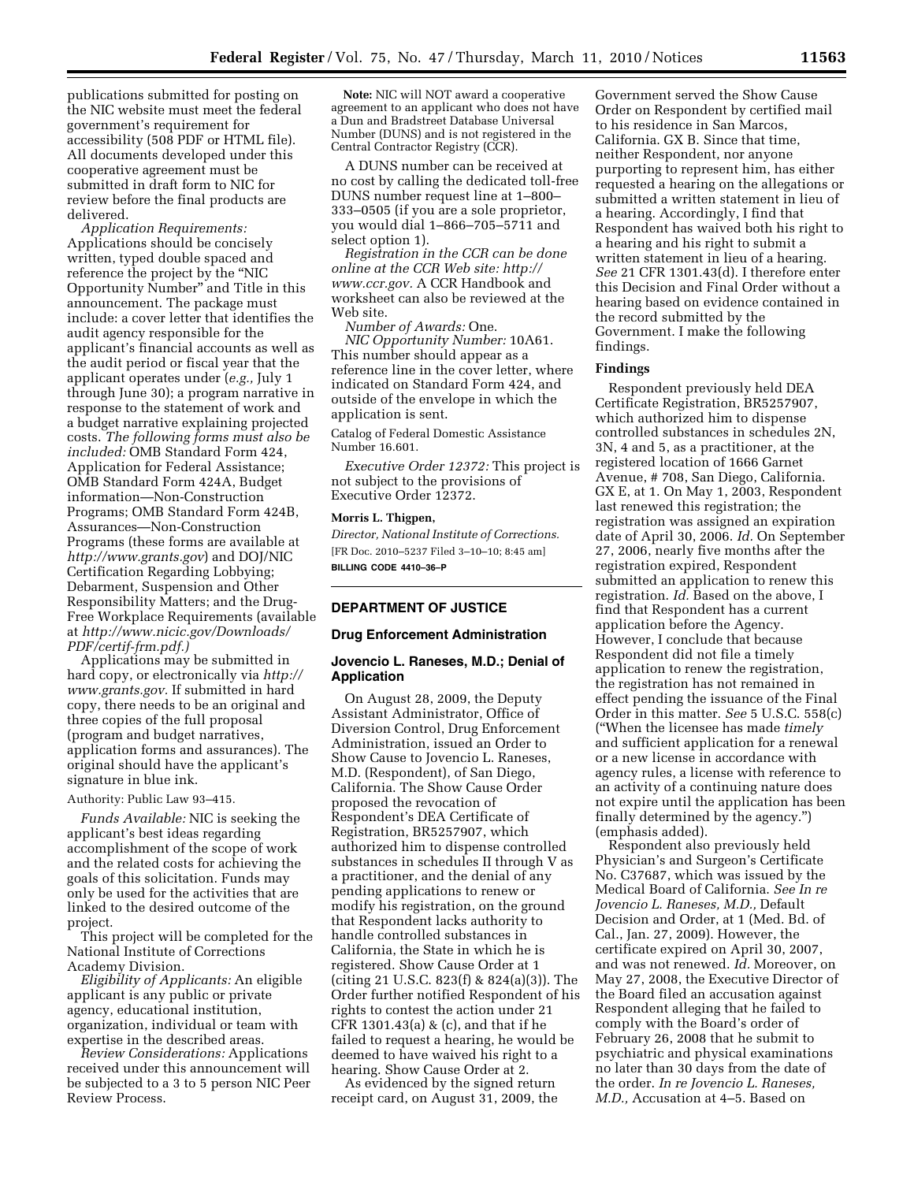publications submitted for posting on the NIC website must meet the federal government's requirement for accessibility (508 PDF or HTML file). All documents developed under this cooperative agreement must be submitted in draft form to NIC for review before the final products are delivered.

*Application Requirements:* Applications should be concisely written, typed double spaced and reference the project by the "NIC Opportunity Number" and Title in this announcement. The package must include: a cover letter that identifies the audit agency responsible for the applicant's financial accounts as well as the audit period or fiscal year that the applicant operates under (*e.g.,* July 1 through June 30); a program narrative in response to the statement of work and a budget narrative explaining projected costs. *The following forms must also be included:* OMB Standard Form 424, Application for Federal Assistance; OMB Standard Form 424A, Budget information—Non-Construction Programs; OMB Standard Form 424B, Assurances—Non-Construction Programs (these forms are available at *http://www.grants.gov*) and DOJ/NIC Certification Regarding Lobbying; Debarment, Suspension and Other Responsibility Matters; and the Drug-Free Workplace Requirements (available at *http://www.nicic.gov/Downloads/PDF/certif-frm.pdf.)*

Applications may be submitted in hard copy, or electronically via *http://www.grants.gov.* If submitted in hard copy, there needs to be an original and three copies of the full proposal (program and budget narratives, application forms and assurances). The original should have the applicant's signature in blue ink.

Authority: Public Law 93–415.

*Funds Available:* NIC is seeking the applicant's best ideas regarding accomplishment of the scope of work and the related costs for achieving the goals of this solicitation. Funds may only be used for the activities that are linked to the desired outcome of the project.

This project will be completed for the National Institute of Corrections Academy Division.

*Eligibility of Applicants:* An eligible applicant is any public or private agency, educational institution, organization, individual or team with expertise in the described areas.

*Review Considerations:* Applications received under this announcement will be subjected to a 3 to 5 person NIC Peer Review Process.

**Note:** NIC will NOT award a cooperative agreement to an applicant who does not have a Dun and Bradstreet Database Universal Number (DUNS) and is not registered in the Central Contractor Registry (CCR).

A DUNS number can be received at no cost by calling the dedicated toll-free DUNS number request line at 1–800–333–0505 (if you are a sole proprietor, you would dial 1–866–705–5711 and select option 1).

*Registration in the CCR can be done online at the CCR Web site: http://www.ccr.gov.* A CCR Handbook and worksheet can also be reviewed at the Web site.

*Number of Awards:* One.

*NIC Opportunity Number:* 10A61. This number should appear as a reference line in the cover letter, where indicated on Standard Form 424, and outside of the envelope in which the application is sent.

Catalog of Federal Domestic Assistance Number 16.601.

*Executive Order 12372:* This project is not subject to the provisions of Executive Order 12372.

**Morris L. Thigpen,**

*Director, National Institute of Corrections.*

[FR Doc. 2010–5237 Filed 3–10–10; 8:45 am]

**BILLING CODE 4410–36–P**

## DEPARTMENT OF JUSTICE

### Drug Enforcement Administration

### Jovencio L. Raneses, M.D.; Denial of Application

On August 28, 2009, the Deputy Assistant Administrator, Office of Diversion Control, Drug Enforcement Administration, issued an Order to Show Cause to Jovencio L. Raneses, M.D. (Respondent), of San Diego, California. The Show Cause Order proposed the revocation of Respondent's DEA Certificate of Registration, BR5257907, which authorized him to dispense controlled substances in schedules II through V as a practitioner, and the denial of any pending applications to renew or modify his registration, on the ground that Respondent lacks authority to handle controlled substances in California, the State in which he is registered. Show Cause Order at 1 (citing 21 U.S.C. 823(f) & 824(a)(3)). The Order further notified Respondent of his rights to contest the action under 21 CFR 1301.43(a) & (c), and that if he failed to request a hearing, he would be deemed to have waived his right to a hearing. Show Cause Order at 2.

As evidenced by the signed return receipt card, on August 31, 2009, the Government served the Show Cause Order on Respondent by certified mail to his residence in San Marcos, California. GX B. Since that time, neither Respondent, nor anyone purporting to represent him, has either requested a hearing on the allegations or submitted a written statement in lieu of a hearing. Accordingly, I find that Respondent has waived both his right to a hearing and his right to submit a written statement in lieu of a hearing. *See* 21 CFR 1301.43(d). I therefore enter this Decision and Final Order without a hearing based on evidence contained in the record submitted by the Government. I make the following findings.

#### Findings

Respondent previously held DEA Certificate Registration, BR5257907, which authorized him to dispense controlled substances in schedules 2N, 3N, 4 and 5, as a practitioner, at the registered location of 1666 Garnet Avenue, # 708, San Diego, California. GX E, at 1. On May 1, 2003, Respondent last renewed this registration; the registration was assigned an expiration date of April 30, 2006. *Id.* On September 27, 2006, nearly five months after the registration expired, Respondent submitted an application to renew this registration. *Id.* Based on the above, I find that Respondent has a current application before the Agency. However, I conclude that because Respondent did not file a timely application to renew the registration, the registration has not remained in effect pending the issuance of the Final Order in this matter. *See* 5 U.S.C. 558(c) ("When the licensee has made *timely* and sufficient application for a renewal or a new license in accordance with agency rules, a license with reference to an activity of a continuing nature does not expire until the application has been finally determined by the agency.") (emphasis added).

Respondent also previously held Physician's and Surgeon's Certificate No. C37687, which was issued by the Medical Board of California. *See In re Jovencio L. Raneses, M.D.,* Default Decision and Order, at 1 (Med. Bd. of Cal., Jan. 27, 2009). However, the certificate expired on April 30, 2007, and was not renewed. *Id.* Moreover, on May 27, 2008, the Executive Director of the Board filed an accusation against Respondent alleging that he failed to comply with the Board's order of February 26, 2008 that he submit to psychiatric and physical examinations no later than 30 days from the date of the order. *In re Jovencio L. Raneses, M.D.,* Accusation at 4–5. Based on